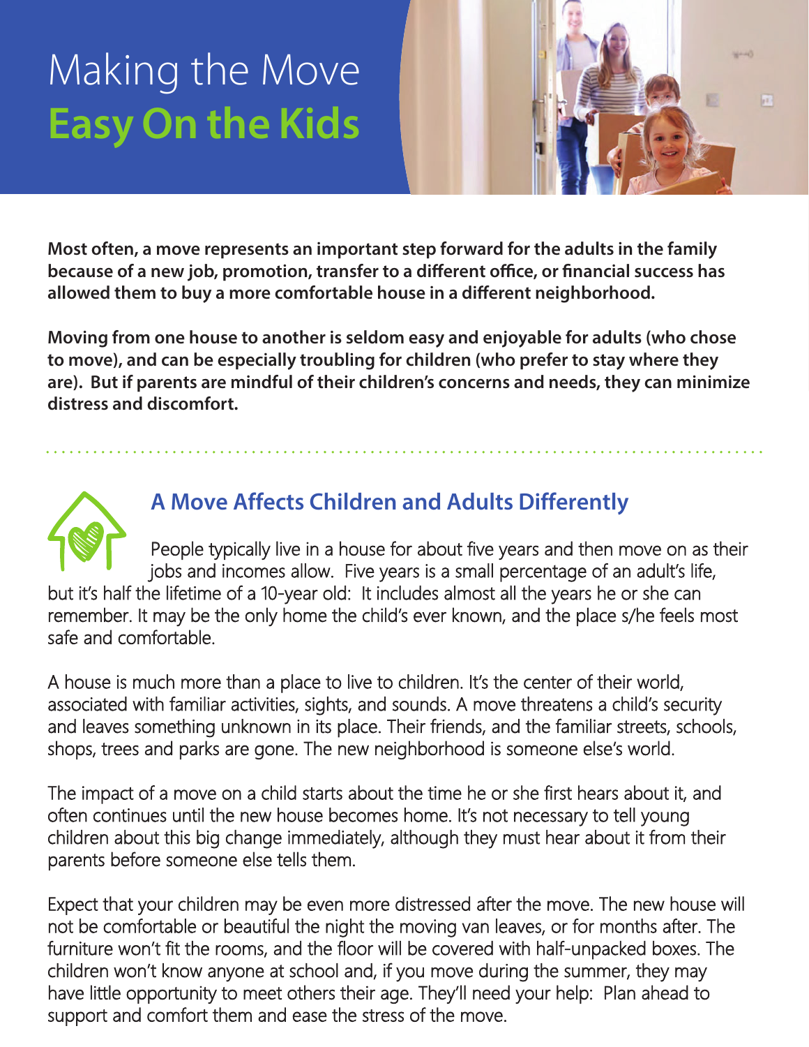# Making the Move **Easy On the Kids**

**Most often, a move represents an important step forward for the adults in the family because of a new job, promotion, transfer to a different office, or financial success has allowed them to buy a more comfortable house in a different neighborhood.**

**Moving from one house to another is seldom easy and enjoyable for adults (who chose to move), and can be especially troubling for children (who prefer to stay where they are). But if parents are mindful of their children's concerns and needs, they can minimize distress and discomfort.**

## A Move Affects Children and Adults Differently

People typically live in a house for about five years and then move on as their jobs and incomes allow. Five years is a small percentage of an adult's life, but it's half the lifetime of a 10-year old: It includes almost all the years he or she can remember. It may be the only home the child's ever known, and the place s/he feels most safe and comfortable.

A house is much more than a place to live to children. It's the center of their world, associated with familiar activities, sights, and sounds. A move threatens a child's security and leaves something unknown in its place. Their friends, and the familiar streets, schools, shops, trees and parks are gone. The new neighborhood is someone else's world.

The impact of a move on a child starts about the time he or she first hears about it, and often continues until the new house becomes home. It's not necessary to tell young children about this big change immediately, although they must hear about it from their parents before someone else tells them.

Expect that your children may be even more distressed after the move. The new house will not be comfortable or beautiful the night the moving van leaves, or for months after. The furniture won't fit the rooms, and the floor will be covered with half-unpacked boxes. The children won't know anyone at school and, if you move during the summer, they may have little opportunity to meet others their age. They'll need your help: Plan ahead to support and comfort them and ease the stress of the move.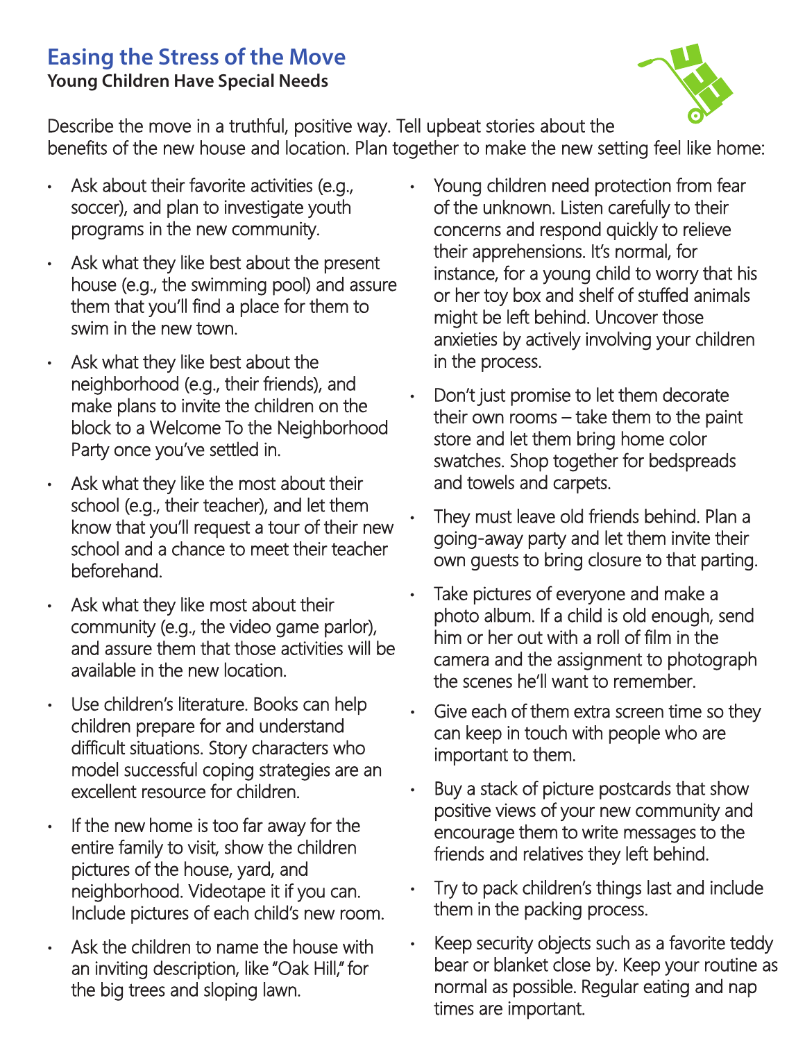# Easing the Stress of the Move

**Young Children Have Special Needs**

Describe the move in a truthful, positive way. Tell upbeat stories about the benefits of the new house and location. Plan together to make the new setting feel like home:

- Ask about their favorite activities (e.g., soccer), and plan to investigate youth programs in the new community.
- Ask what they like best about the present house (e.g., the swimming pool) and assure them that you'll find a place for them to swim in the new town.
- Ask what they like best about the neighborhood (e.g., their friends), and make plans to invite the children on the block to a Welcome To the Neighborhood Party once you've settled in.
- Ask what they like the most about their school (e.g., their teacher), and let them know that you'll request a tour of their new school and a chance to meet their teacher beforehand.
- Ask what they like most about their community (e.g., the video game parlor), and assure them that those activities will be available in the new location.
- Use children's literature. Books can help children prepare for and understand difficult situations. Story characters who model successful coping strategies are an excellent resource for children.
- If the new home is too far away for the entire family to visit, show the children pictures of the house, yard, and neighborhood. Videotape it if you can. Include pictures of each child's new room.
- Ask the children to name the house with an inviting description, like "Oak Hill," for the big trees and sloping lawn.
- Young children need protection from fear of the unknown. Listen carefully to their concerns and respond quickly to relieve their apprehensions. It's normal, for instance, for a young child to worry that his or her toy box and shelf of stuffed animals might be left behind. Uncover those anxieties by actively involving your children in the process.
- Don't just promise to let them decorate their own rooms – take them to the paint store and let them bring home color swatches. Shop together for bedspreads and towels and carpets.
- They must leave old friends behind. Plan a going-away party and let them invite their own guests to bring closure to that parting.
- Take pictures of everyone and make a photo album. If a child is old enough, send him or her out with a roll of film in the camera and the assignment to photograph the scenes he'll want to remember.
- Give each of them extra screen time so they can keep in touch with people who are important to them.
- Buy a stack of picture postcards that show positive views of your new community and encourage them to write messages to the friends and relatives they left behind.
- Try to pack children's things last and include them in the packing process.
- Keep security objects such as a favorite teddy bear or blanket close by. Keep your routine as normal as possible. Regular eating and nap times are important.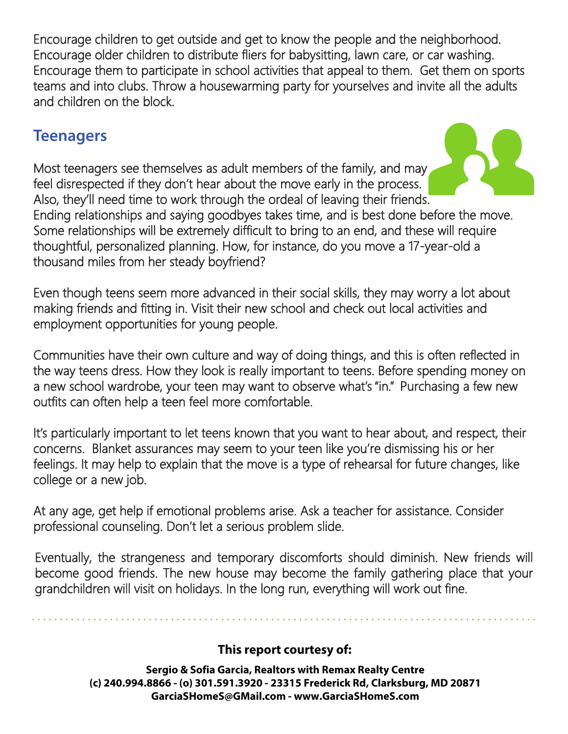Encourage children to get outside and get to know the people and the neighborhood. Encourage older children to distribute fliers for babysitting, lawn care, or car washing. Encourage them to participate in school activities that appeal to them. Get them on sports teams and into clubs. Throw a housewarming party for yourselves and invite all the adults and children on the block.

## Teenagers

Most teenagers see themselves as adult members of the family, and may feel disrespected if they don't hear about the move early in the process. Also, they'll need time to work through the ordeal of leaving their friends. Ending relationships and saying goodbyes takes time, and is best done before the move. Some relationships will be extremely difficult to bring to an end, and these will require thoughtful, personalized planning. How, for instance, do you move a 17-year-old a thousand miles from her steady boyfriend?

Even though teens seem more advanced in their social skills, they may worry a lot about making friends and fitting in. Visit their new school and check out local activities and employment opportunities for young people.

Communities have their own culture and way of doing things, and this is often reflected in the way teens dress. How they look is really important to teens. Before spending money on a new school wardrobe, your teen may want to observe what's "in." Purchasing a few new outfits can often help a teen feel more comfortable.

It's particularly important to let teens known that you want to hear about, and respect, their concerns. Blanket assurances may seem to your teen like you're dismissing his or her feelings. It may help to explain that the move is a type of rehearsal for future changes, like college or a new job.

At any age, get help if emotional problems arise. Ask a teacher for assistance. Consider professional counseling. Don't let a serious problem slide.

Eventually, the strangeness and temporary discomforts should diminish. New friends will become good friends. The new house may become the family gathering place that your grandchildren will visit on holidays. In the long run, everything will work out fine.

**This report courtesy of:**

**Sergio & Sofia Garcia, Realtors with Remax Realty Centre**
**(c) 240.994.8866 - (o) 301.591.3920 - 23315 Frederick Rd, Clarksburg, MD 20871**
**GarciaSHomeS@GMail.com - www.GarciaSHomeS.com**